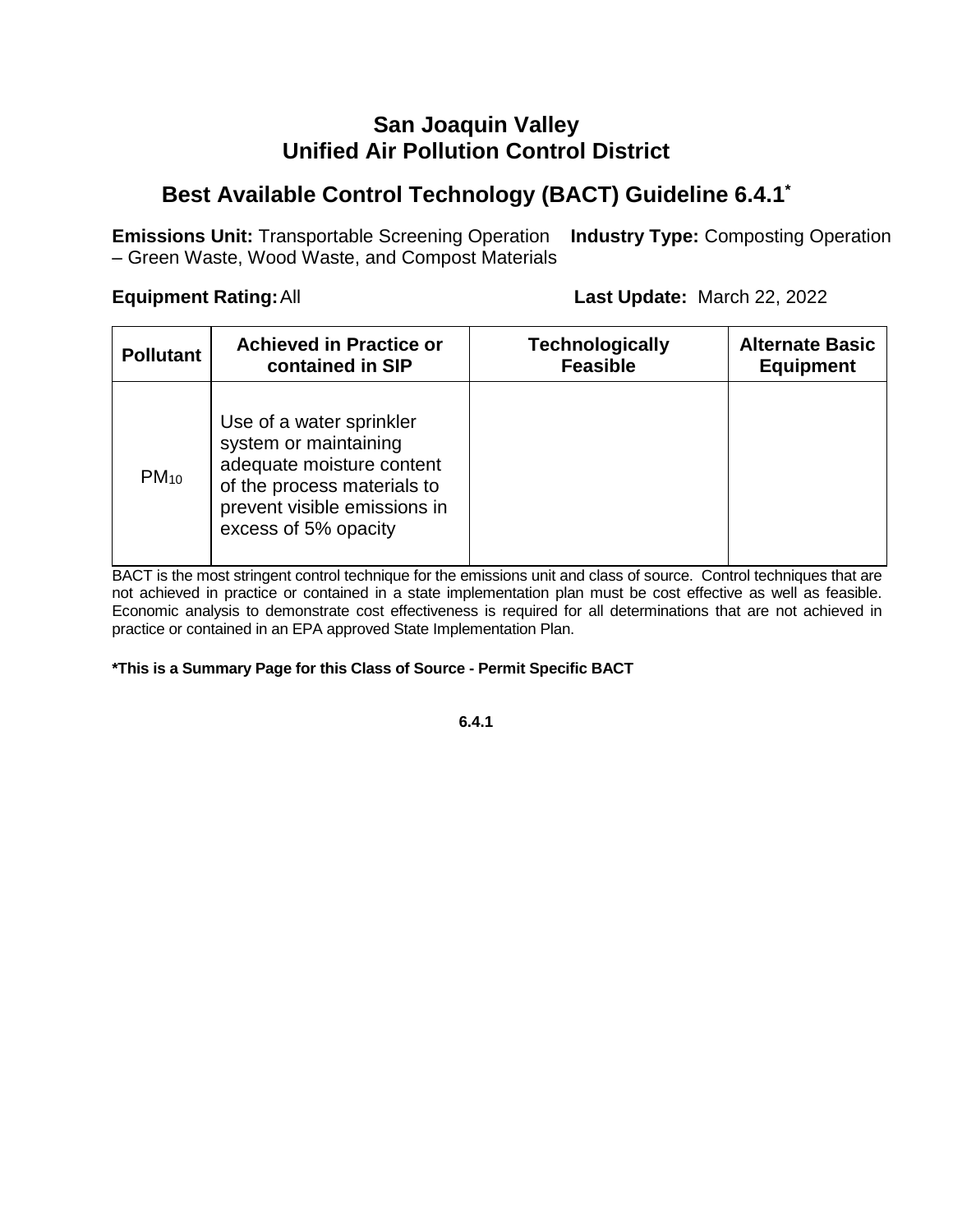# San Joaquin Valley
# Unified Air Pollution Control District

## Best Available Control Technology (BACT) Guideline 6.4.1*

**Emissions Unit:** Transportable Screening Operation – Green Waste, Wood Waste, and Compost Materials

**Industry Type:** Composting Operation

**Equipment Rating:** All

**Last Update:** March 22, 2022

| Pollutant | Achieved in Practice or contained in SIP | Technologically Feasible | Alternate Basic Equipment |
|---|---|---|---|
| $PM_{10}$ | Use of a water sprinkler system or maintaining adequate moisture content of the process materials to prevent visible emissions in excess of 5% opacity | | |

BACT is the most stringent control technique for the emissions unit and class of source. Control techniques that are not achieved in practice or contained in a state implementation plan must be cost effective as well as feasible. Economic analysis to demonstrate cost effectiveness is required for all determinations that are not achieved in practice or contained in an EPA approved State Implementation Plan.

**\*This is a Summary Page for this Class of Source - Permit Specific BACT**

**6.4.1**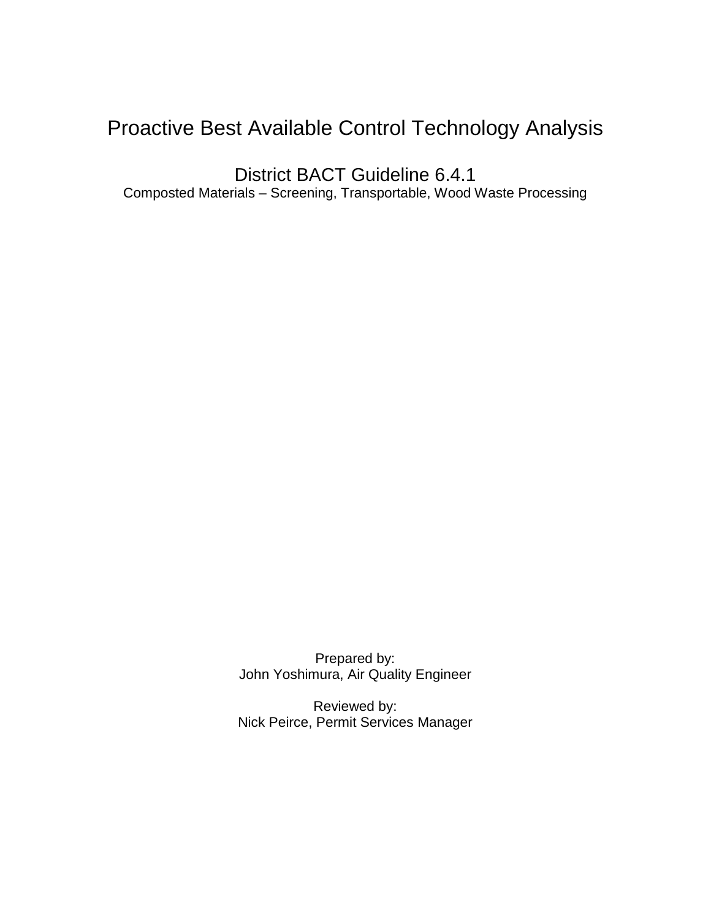# Proactive Best Available Control Technology Analysis

## District BACT Guideline 6.4.1

Composted Materials – Screening, Transportable, Wood Waste Processing

Prepared by:
John Yoshimura, Air Quality Engineer

Reviewed by:
Nick Peirce, Permit Services Manager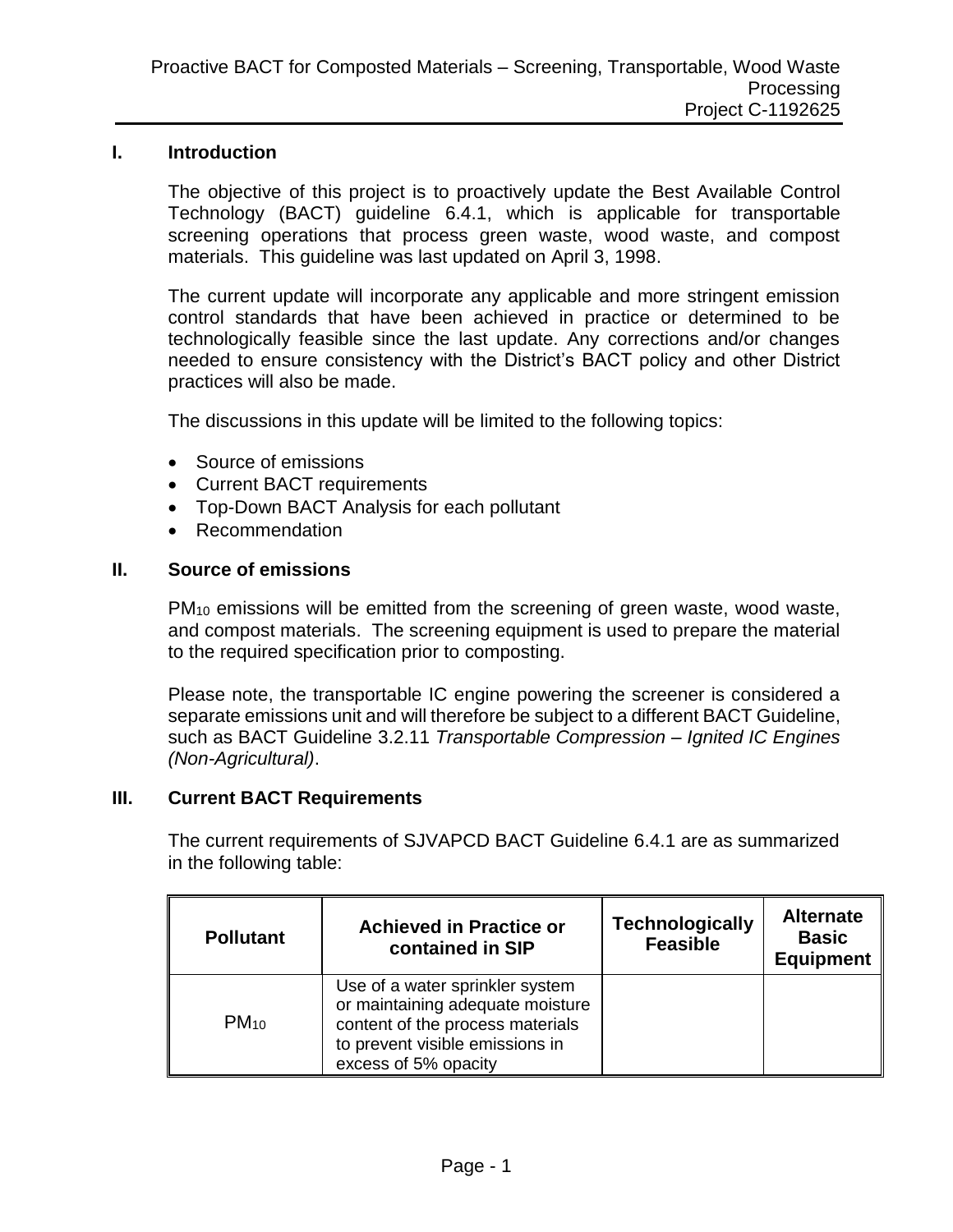## I. Introduction

The objective of this project is to proactively update the Best Available Control Technology (BACT) guideline 6.4.1, which is applicable for transportable screening operations that process green waste, wood waste, and compost materials. This guideline was last updated on April 3, 1998.

The current update will incorporate any applicable and more stringent emission control standards that have been achieved in practice or determined to be technologically feasible since the last update. Any corrections and/or changes needed to ensure consistency with the District's BACT policy and other District practices will also be made.

The discussions in this update will be limited to the following topics:

- Source of emissions
- Current BACT requirements
- Top-Down BACT Analysis for each pollutant
- Recommendation

## II. Source of emissions

$PM_{10}$ emissions will be emitted from the screening of green waste, wood waste, and compost materials. The screening equipment is used to prepare the material to the required specification prior to composting.

Please note, the transportable IC engine powering the screener is considered a separate emissions unit and will therefore be subject to a different BACT Guideline, such as BACT Guideline 3.2.11 *Transportable Compression – Ignited IC Engines (Non-Agricultural)*.

## III. Current BACT Requirements

The current requirements of SJVAPCD BACT Guideline 6.4.1 are as summarized in the following table:

| Pollutant | Achieved in Practice or contained in SIP | Technologically Feasible | Alternate Basic Equipment |
|---|---|---|---|
| $PM_{10}$ | Use of a water sprinkler system or maintaining adequate moisture content of the process materials to prevent visible emissions in excess of 5% opacity | | |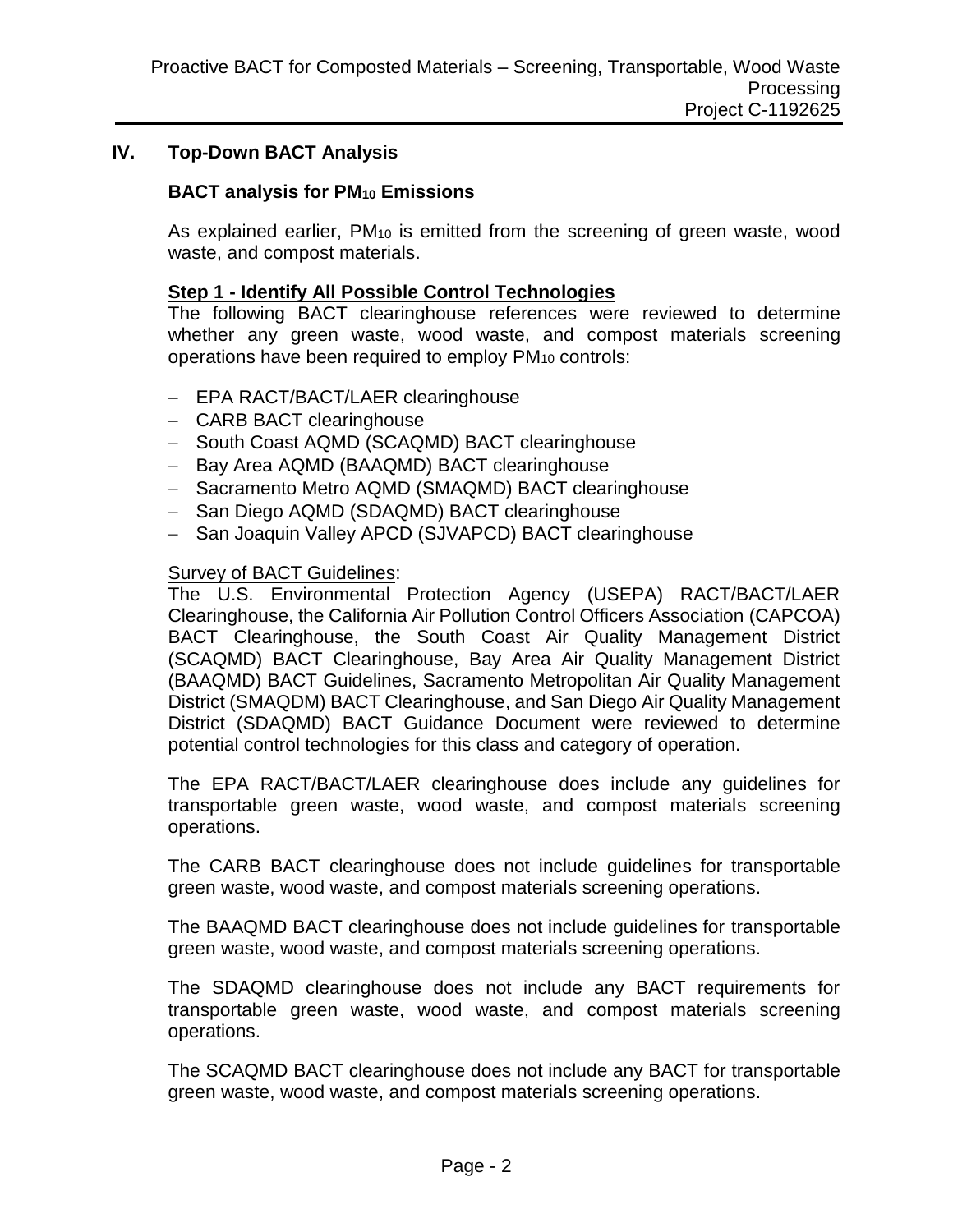## IV. Top-Down BACT Analysis

### BACT analysis for $PM_{10}$ Emissions

As explained earlier, $PM_{10}$ is emitted from the screening of green waste, wood waste, and compost materials.

**Step 1 - Identify All Possible Control Technologies**

The following BACT clearinghouse references were reviewed to determine whether any green waste, wood waste, and compost materials screening operations have been required to employ $PM_{10}$ controls:

- EPA RACT/BACT/LAER clearinghouse
- CARB BACT clearinghouse
- South Coast AQMD (SCAQMD) BACT clearinghouse
- Bay Area AQMD (BAAQMD) BACT clearinghouse
- Sacramento Metro AQMD (SMAQMD) BACT clearinghouse
- San Diego AQMD (SDAQMD) BACT clearinghouse
- San Joaquin Valley APCD (SJVAPCD) BACT clearinghouse

Survey of BACT Guidelines:

The U.S. Environmental Protection Agency (USEPA) RACT/BACT/LAER Clearinghouse, the California Air Pollution Control Officers Association (CAPCOA) BACT Clearinghouse, the South Coast Air Quality Management District (SCAQMD) BACT Clearinghouse, Bay Area Air Quality Management District (BAAQMD) BACT Guidelines, Sacramento Metropolitan Air Quality Management District (SMAQDM) BACT Clearinghouse, and San Diego Air Quality Management District (SDAQMD) BACT Guidance Document were reviewed to determine potential control technologies for this class and category of operation.

The EPA RACT/BACT/LAER clearinghouse does include any guidelines for transportable green waste, wood waste, and compost materials screening operations.

The CARB BACT clearinghouse does not include guidelines for transportable green waste, wood waste, and compost materials screening operations.

The BAAQMD BACT clearinghouse does not include guidelines for transportable green waste, wood waste, and compost materials screening operations.

The SDAQMD clearinghouse does not include any BACT requirements for transportable green waste, wood waste, and compost materials screening operations.

The SCAQMD BACT clearinghouse does not include any BACT for transportable green waste, wood waste, and compost materials screening operations.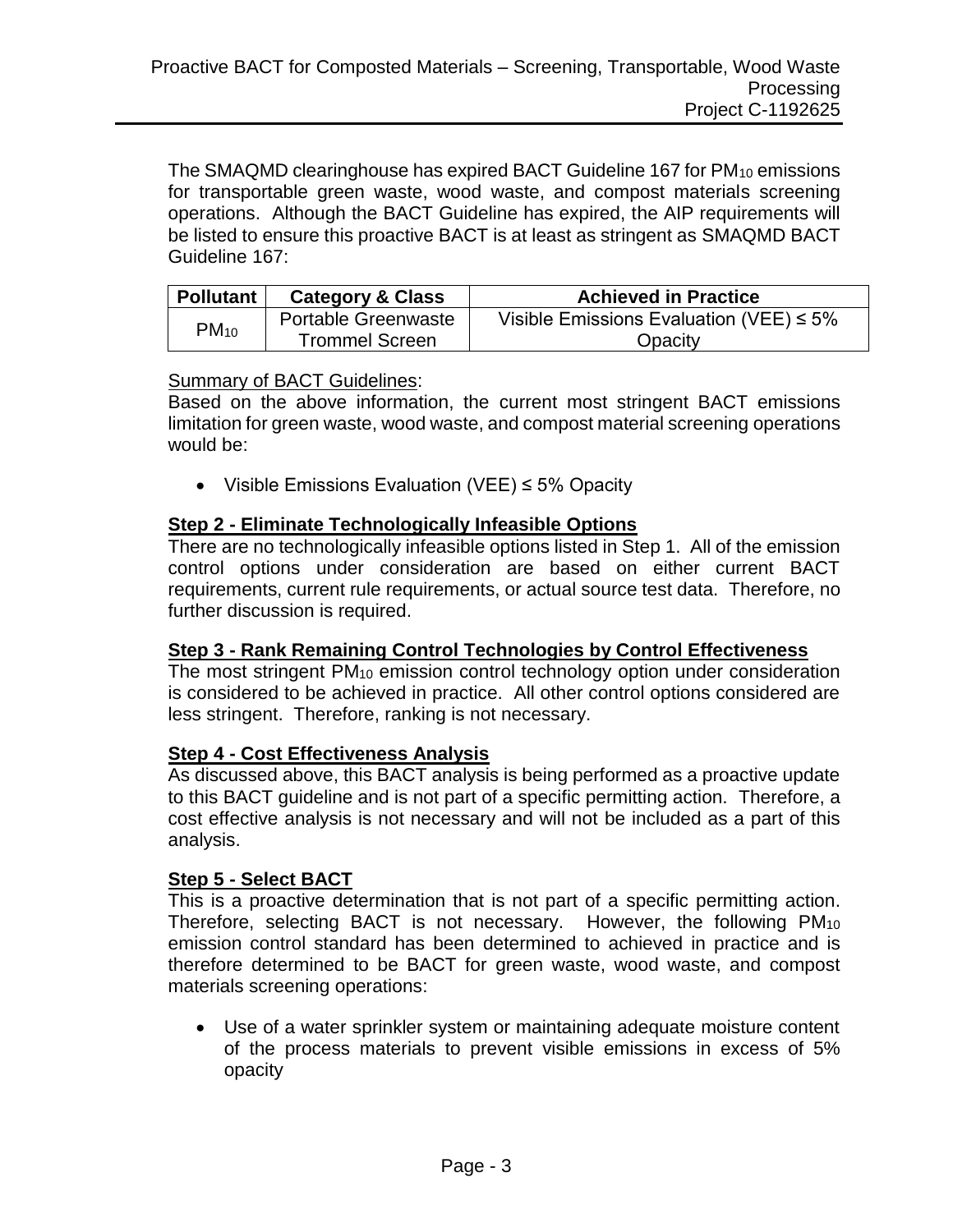The SMAQMD clearinghouse has expired BACT Guideline 167 for $PM_{10}$ emissions for transportable green waste, wood waste, and compost materials screening operations. Although the BACT Guideline has expired, the AIP requirements will be listed to ensure this proactive BACT is at least as stringent as SMAQMD BACT Guideline 167:

| Pollutant | Category & Class | Achieved in Practice |
|---|---|---|
| $PM_{10}$ | Portable Greenwaste Trommel Screen | Visible Emissions Evaluation (VEE) ≤ 5% Opacity |

<u>Summary of BACT Guidelines</u>:
Based on the above information, the current most stringent BACT emissions limitation for green waste, wood waste, and compost material screening operations would be:

- Visible Emissions Evaluation (VEE) ≤ 5% Opacity

## Step 2 - Eliminate Technologically Infeasible Options

There are no technologically infeasible options listed in Step 1. All of the emission control options under consideration are based on either current BACT requirements, current rule requirements, or actual source test data. Therefore, no further discussion is required.

## Step 3 - Rank Remaining Control Technologies by Control Effectiveness

The most stringent $PM_{10}$ emission control technology option under consideration is considered to be achieved in practice. All other control options considered are less stringent. Therefore, ranking is not necessary.

## Step 4 - Cost Effectiveness Analysis

As discussed above, this BACT analysis is being performed as a proactive update to this BACT guideline and is not part of a specific permitting action. Therefore, a cost effective analysis is not necessary and will not be included as a part of this analysis.

## Step 5 - Select BACT

This is a proactive determination that is not part of a specific permitting action. Therefore, selecting BACT is not necessary. However, the following $PM_{10}$ emission control standard has been determined to achieved in practice and is therefore determined to be BACT for green waste, wood waste, and compost materials screening operations:

- Use of a water sprinkler system or maintaining adequate moisture content of the process materials to prevent visible emissions in excess of 5% opacity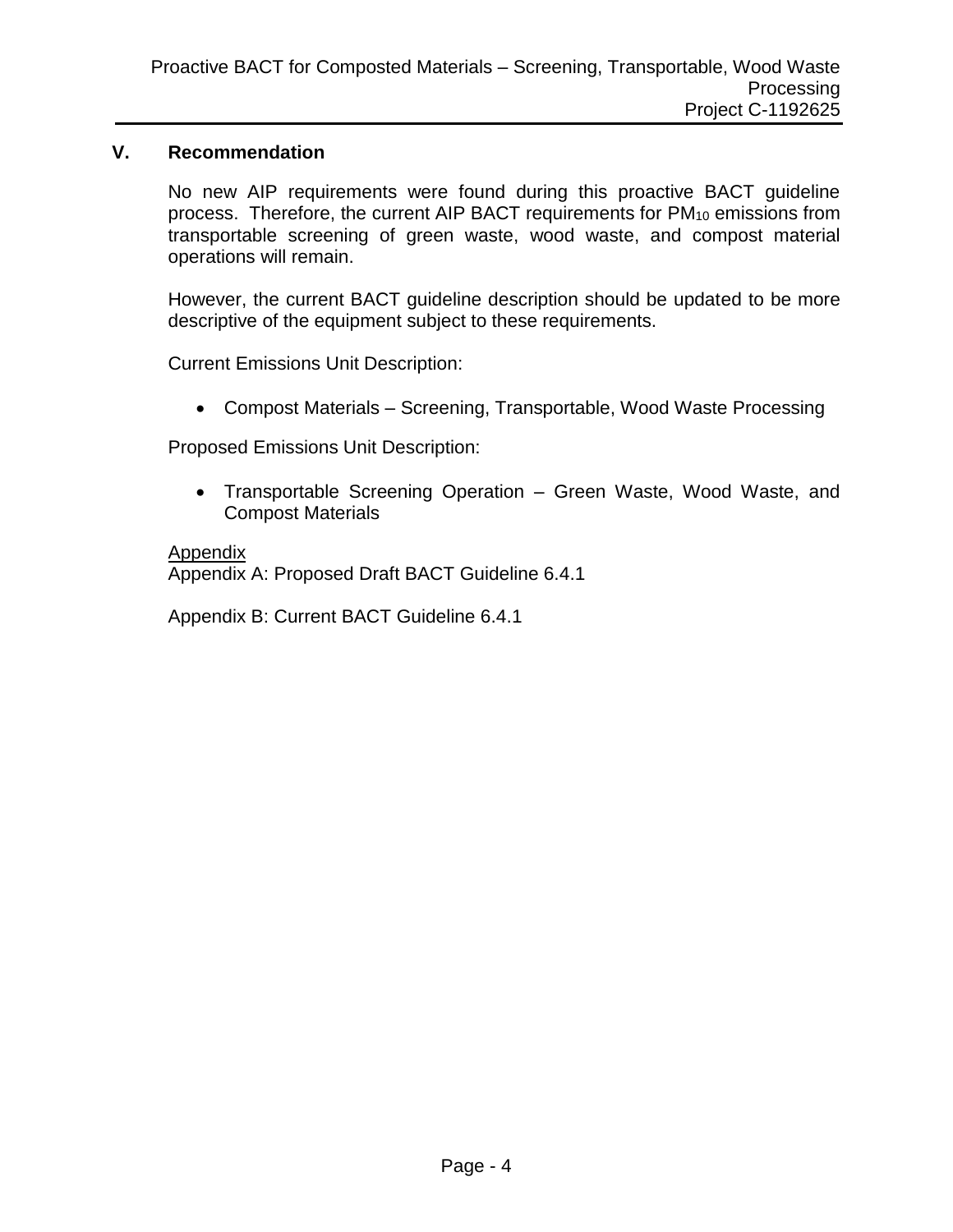## V. Recommendation

No new AIP requirements were found during this proactive BACT guideline process. Therefore, the current AIP BACT requirements for $PM_{10}$ emissions from transportable screening of green waste, wood waste, and compost material operations will remain.

However, the current BACT guideline description should be updated to be more descriptive of the equipment subject to these requirements.

Current Emissions Unit Description:

- Compost Materials – Screening, Transportable, Wood Waste Processing

Proposed Emissions Unit Description:

- Transportable Screening Operation – Green Waste, Wood Waste, and Compost Materials

Appendix
Appendix A: Proposed Draft BACT Guideline 6.4.1

Appendix B: Current BACT Guideline 6.4.1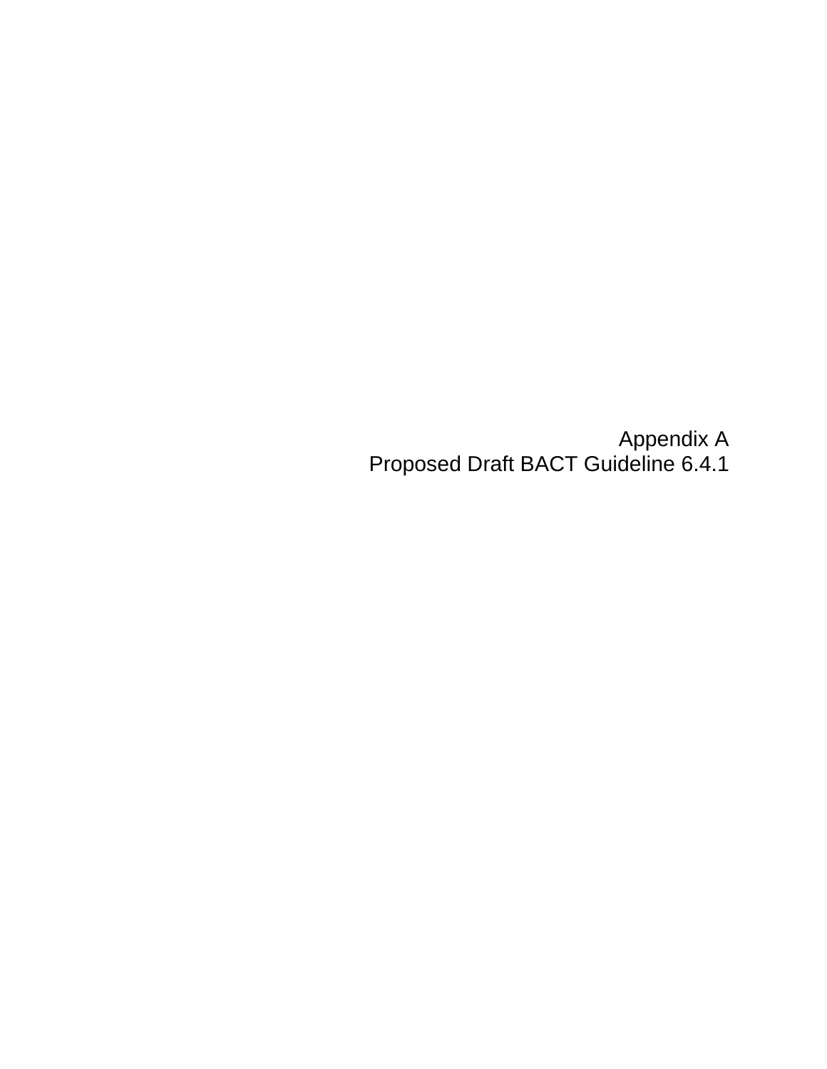# Appendix A
## Proposed Draft BACT Guideline 6.4.1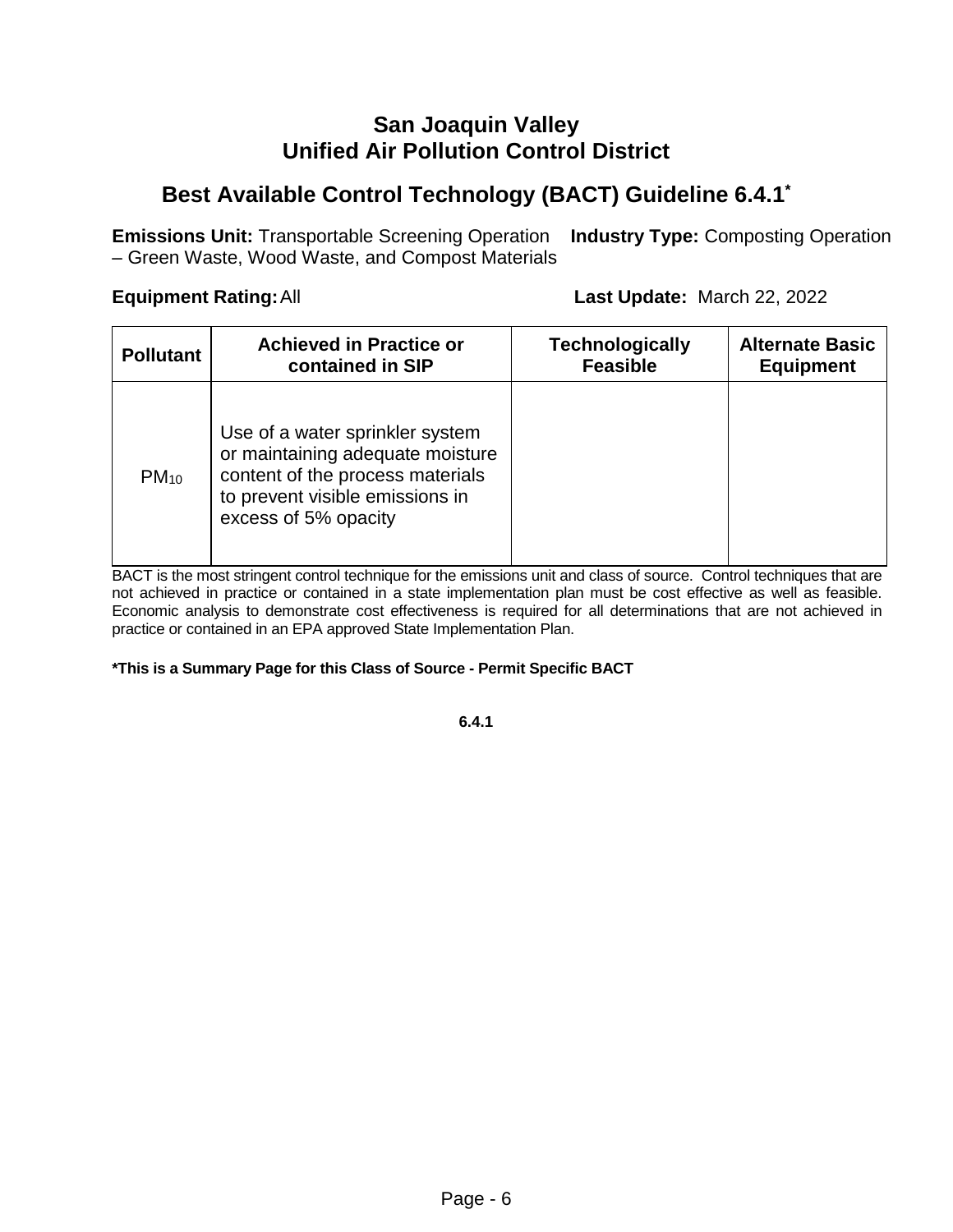# San Joaquin Valley Unified Air Pollution Control District

## Best Available Control Technology (BACT) Guideline 6.4.1*

**Emissions Unit:** Transportable Screening Operation – Green Waste, Wood Waste, and Compost Materials

**Industry Type:** Composting Operation

**Equipment Rating:** All

**Last Update:** March 22, 2022

| Pollutant | Achieved in Practice or contained in SIP | Technologically Feasible | Alternate Basic Equipment |
|---|---|---|---|
| $PM_{10}$ | Use of a water sprinkler system or maintaining adequate moisture content of the process materials to prevent visible emissions in excess of 5% opacity | | |

BACT is the most stringent control technique for the emissions unit and class of source. Control techniques that are not achieved in practice or contained in a state implementation plan must be cost effective as well as feasible. Economic analysis to demonstrate cost effectiveness is required for all determinations that are not achieved in practice or contained in an EPA approved State Implementation Plan.

**\*This is a Summary Page for this Class of Source - Permit Specific BACT**

**6.4.1**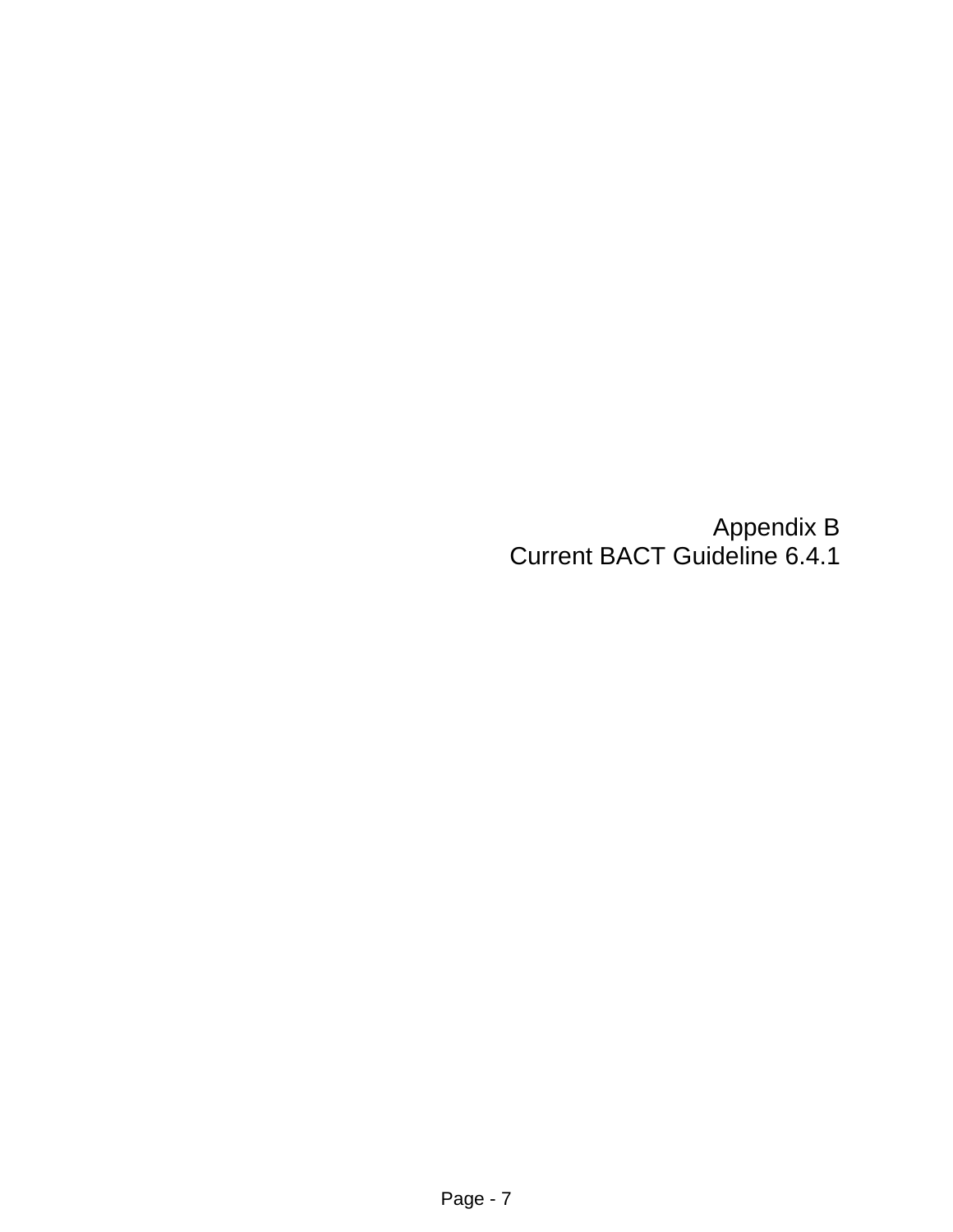# Appendix B
# Current BACT Guideline 6.4.1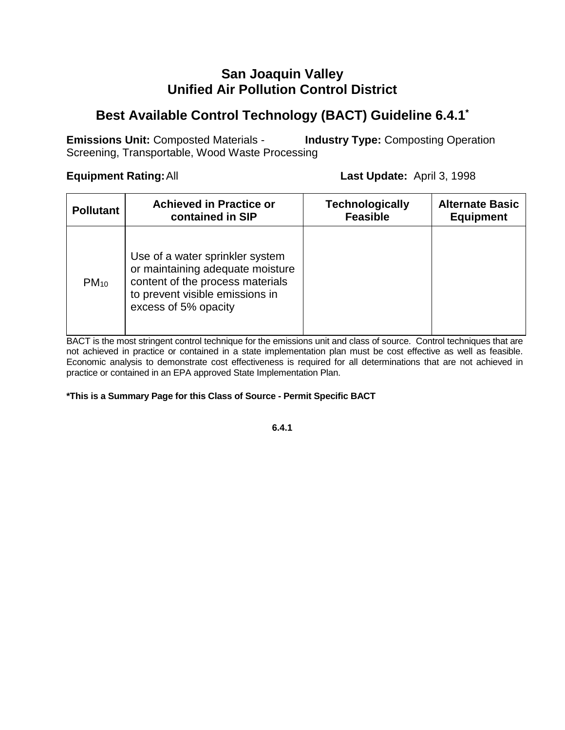# San Joaquin Valley
# Unified Air Pollution Control District

## Best Available Control Technology (BACT) Guideline 6.4.1*

**Emissions Unit:** Composted Materials - Screening, Transportable, Wood Waste Processing

**Industry Type:** Composting Operation

**Equipment Rating:** All

**Last Update:** April 3, 1998

| Pollutant | Achieved in Practice or contained in SIP | Technologically Feasible | Alternate Basic Equipment |
|---|---|---|---|
| $PM_{10}$ | Use of a water sprinkler system or maintaining adequate moisture content of the process materials to prevent visible emissions in excess of 5% opacity | | |

BACT is the most stringent control technique for the emissions unit and class of source. Control techniques that are not achieved in practice or contained in a state implementation plan must be cost effective as well as feasible. Economic analysis to demonstrate cost effectiveness is required for all determinations that are not achieved in practice or contained in an EPA approved State Implementation Plan.

**\*This is a Summary Page for this Class of Source - Permit Specific BACT**

**6.4.1**